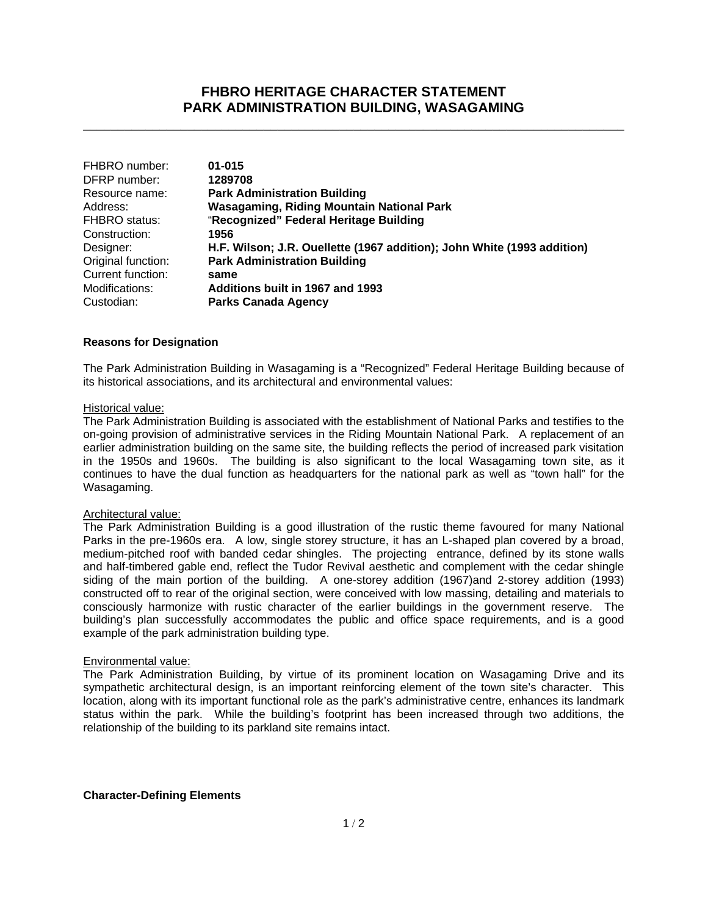# FHBRO HERITAGE CHARACTER STATEMENT
# PARK ADMINISTRATION BUILDING, WASAGAMING

| | |
|---|---|
| FHBRO number: | **01-015** |
| DFRP number: | **1289708** |
| Resource name: | **Park Administration Building** |
| Address: | **Wasagaming, Riding Mountain National Park** |
| FHBRO status: | **"Recognized" Federal Heritage Building** |
| Construction: | **1956** |
| Designer: | **H.F. Wilson; J.R. Ouellette (1967 addition); John White (1993 addition)** |
| Original function: | **Park Administration Building** |
| Current function: | **same** |
| Modifications: | **Additions built in 1967 and 1993** |
| Custodian: | **Parks Canada Agency** |

**Reasons for Designation**

The Park Administration Building in Wasagaming is a "Recognized" Federal Heritage Building because of its historical associations, and its architectural and environmental values:

Historical value:
The Park Administration Building is associated with the establishment of National Parks and testifies to the on-going provision of administrative services in the Riding Mountain National Park. A replacement of an earlier administration building on the same site, the building reflects the period of increased park visitation in the 1950s and 1960s. The building is also significant to the local Wasagaming town site, as it continues to have the dual function as headquarters for the national park as well as "town hall" for the Wasagaming.

Architectural value:
The Park Administration Building is a good illustration of the rustic theme favoured for many National Parks in the pre-1960s era. A low, single storey structure, it has an L-shaped plan covered by a broad, medium-pitched roof with banded cedar shingles. The projecting entrance, defined by its stone walls and half-timbered gable end, reflect the Tudor Revival aesthetic and complement with the cedar shingle siding of the main portion of the building. A one-storey addition (1967)and 2-storey addition (1993) constructed off to rear of the original section, were conceived with low massing, detailing and materials to consciously harmonize with rustic character of the earlier buildings in the government reserve. The building's plan successfully accommodates the public and office space requirements, and is a good example of the park administration building type.

Environmental value:
The Park Administration Building, by virtue of its prominent location on Wasagaming Drive and its sympathetic architectural design, is an important reinforcing element of the town site's character. This location, along with its important functional role as the park's administrative centre, enhances its landmark status within the park. While the building's footprint has been increased through two additions, the relationship of the building to its parkland site remains intact.

**Character-Defining Elements**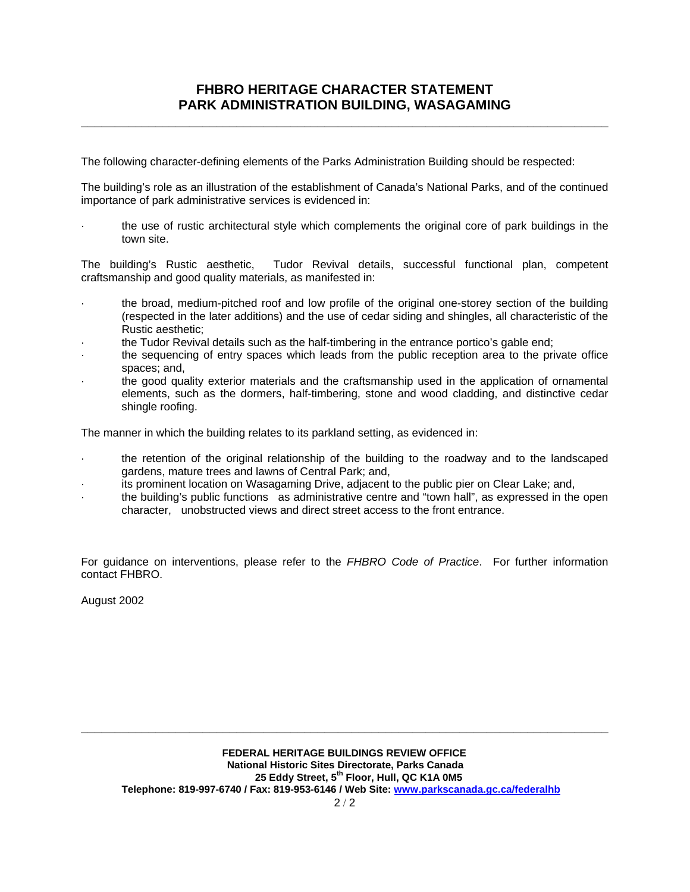# FHBRO HERITAGE CHARACTER STATEMENT
# PARK ADMINISTRATION BUILDING, WASAGAMING

The following character-defining elements of the Parks Administration Building should be respected:

The building's role as an illustration of the establishment of Canada's National Parks, and of the continued importance of park administrative services is evidenced in:

- the use of rustic architectural style which complements the original core of park buildings in the town site.

The building's Rustic aesthetic, Tudor Revival details, successful functional plan, competent craftsmanship and good quality materials, as manifested in:

- the broad, medium-pitched roof and low profile of the original one-storey section of the building (respected in the later additions) and the use of cedar siding and shingles, all characteristic of the Rustic aesthetic;
- the Tudor Revival details such as the half-timbering in the entrance portico's gable end;
- the sequencing of entry spaces which leads from the public reception area to the private office spaces; and,
- the good quality exterior materials and the craftsmanship used in the application of ornamental elements, such as the dormers, half-timbering, stone and wood cladding, and distinctive cedar shingle roofing.

The manner in which the building relates to its parkland setting, as evidenced in:

- the retention of the original relationship of the building to the roadway and to the landscaped gardens, mature trees and lawns of Central Park; and,
- its prominent location on Wasagaming Drive, adjacent to the public pier on Clear Lake; and,
- the building's public functions as administrative centre and "town hall", as expressed in the open character, unobstructed views and direct street access to the front entrance.

For guidance on interventions, please refer to the *FHBRO Code of Practice*. For further information contact FHBRO.

August 2002

**FEDERAL HERITAGE BUILDINGS REVIEW OFFICE**
**National Historic Sites Directorate, Parks Canada**
**25 Eddy Street, 5th Floor, Hull, QC K1A 0M5**
**Telephone: 819-997-6740 / Fax: 819-953-6146 / Web Site: www.parkscanada.gc.ca/federalhb**